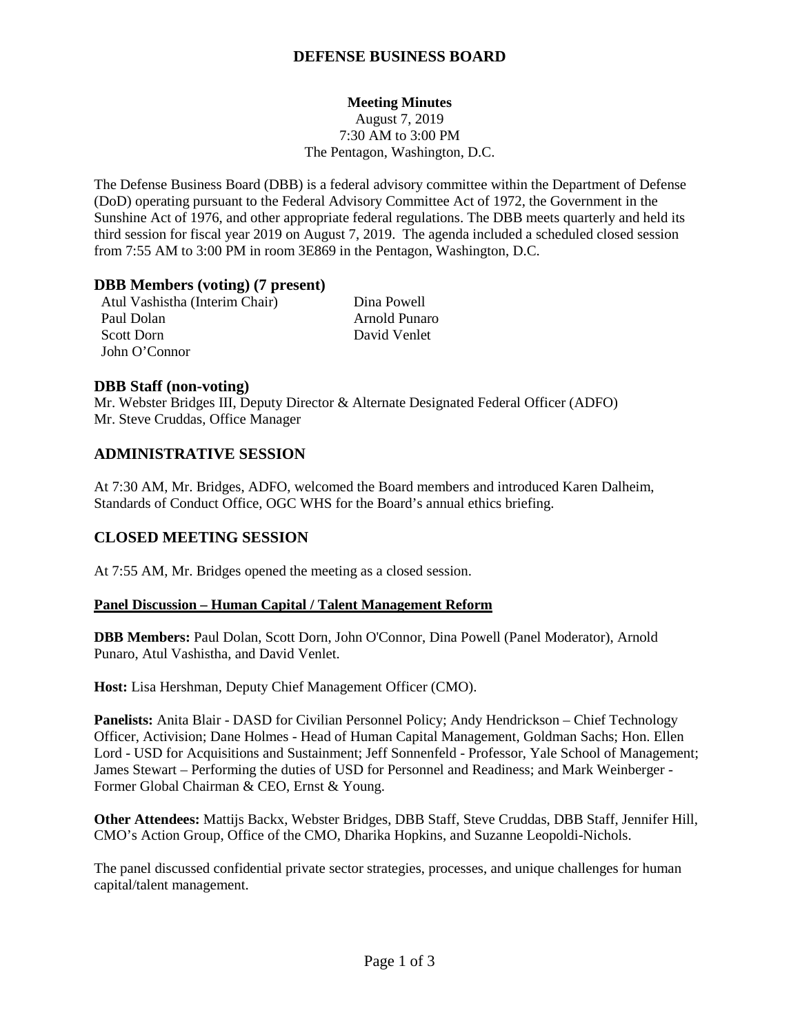# DEFENSE BUSINESS BOARD

**Meeting Minutes**
August 7, 2019
7:30 AM to 3:00 PM
The Pentagon, Washington, D.C.

The Defense Business Board (DBB) is a federal advisory committee within the Department of Defense (DoD) operating pursuant to the Federal Advisory Committee Act of 1972, the Government in the Sunshine Act of 1976, and other appropriate federal regulations. The DBB meets quarterly and held its third session for fiscal year 2019 on August 7, 2019. The agenda included a scheduled closed session from 7:55 AM to 3:00 PM in room 3E869 in the Pentagon, Washington, D.C.

### DBB Members (voting) (7 present)

- Atul Vashistha (Interim Chair)
- Paul Dolan
- Scott Dorn
- John O'Connor
- Dina Powell
- Arnold Punaro
- David Venlet

### DBB Staff (non-voting)

Mr. Webster Bridges III, Deputy Director & Alternate Designated Federal Officer (ADFO)
Mr. Steve Cruddas, Office Manager

## ADMINISTRATIVE SESSION

At 7:30 AM, Mr. Bridges, ADFO, welcomed the Board members and introduced Karen Dalheim, Standards of Conduct Office, OGC WHS for the Board's annual ethics briefing.

## CLOSED MEETING SESSION

At 7:55 AM, Mr. Bridges opened the meeting as a closed session.

**Panel Discussion – Human Capital / Talent Management Reform**

**DBB Members:** Paul Dolan, Scott Dorn, John O'Connor, Dina Powell (Panel Moderator), Arnold Punaro, Atul Vashistha, and David Venlet.

**Host:** Lisa Hershman, Deputy Chief Management Officer (CMO).

**Panelists:** Anita Blair - DASD for Civilian Personnel Policy; Andy Hendrickson – Chief Technology Officer, Activision; Dane Holmes - Head of Human Capital Management, Goldman Sachs; Hon. Ellen Lord - USD for Acquisitions and Sustainment; Jeff Sonnenfeld - Professor, Yale School of Management; James Stewart – Performing the duties of USD for Personnel and Readiness; and Mark Weinberger - Former Global Chairman & CEO, Ernst & Young.

**Other Attendees:** Mattijs Backx, Webster Bridges, DBB Staff, Steve Cruddas, DBB Staff, Jennifer Hill, CMO's Action Group, Office of the CMO, Dharika Hopkins, and Suzanne Leopoldi-Nichols.

The panel discussed confidential private sector strategies, processes, and unique challenges for human capital/talent management.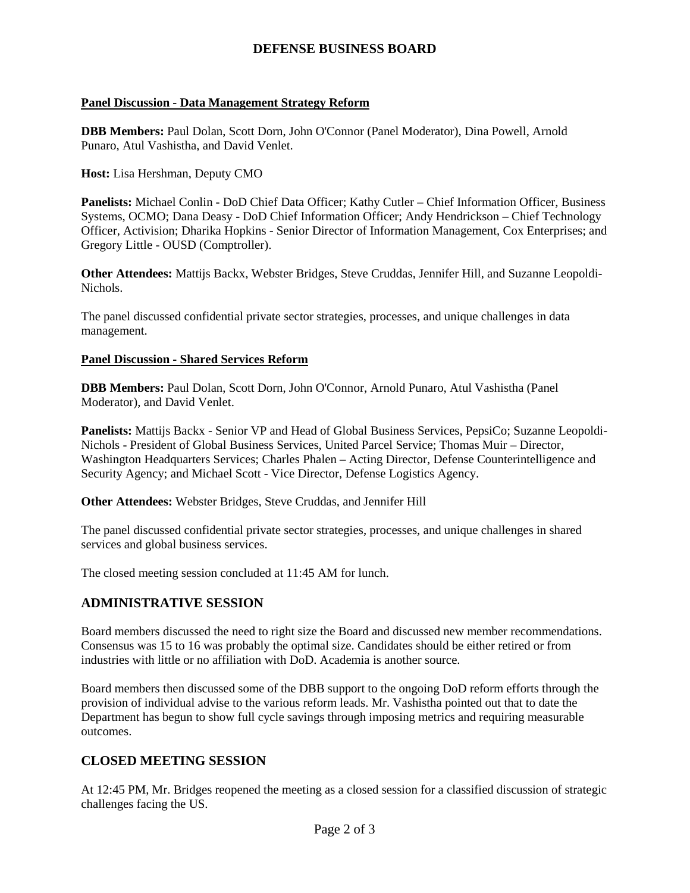**Panel Discussion - Data Management Strategy Reform**

**DBB Members:** Paul Dolan, Scott Dorn, John O'Connor (Panel Moderator), Dina Powell, Arnold Punaro, Atul Vashistha, and David Venlet.

**Host:** Lisa Hershman, Deputy CMO

**Panelists:** Michael Conlin - DoD Chief Data Officer; Kathy Cutler – Chief Information Officer, Business Systems, OCMO; Dana Deasy - DoD Chief Information Officer; Andy Hendrickson – Chief Technology Officer, Activision; Dharika Hopkins - Senior Director of Information Management, Cox Enterprises; and Gregory Little - OUSD (Comptroller).

**Other Attendees:** Mattijs Backx, Webster Bridges, Steve Cruddas, Jennifer Hill, and Suzanne Leopoldi-Nichols.

The panel discussed confidential private sector strategies, processes, and unique challenges in data management.

**Panel Discussion - Shared Services Reform**

**DBB Members:** Paul Dolan, Scott Dorn, John O'Connor, Arnold Punaro, Atul Vashistha (Panel Moderator), and David Venlet.

**Panelists:** Mattijs Backx - Senior VP and Head of Global Business Services, PepsiCo; Suzanne Leopoldi-Nichols - President of Global Business Services, United Parcel Service; Thomas Muir – Director, Washington Headquarters Services; Charles Phalen – Acting Director, Defense Counterintelligence and Security Agency; and Michael Scott - Vice Director, Defense Logistics Agency.

**Other Attendees:** Webster Bridges, Steve Cruddas, and Jennifer Hill

The panel discussed confidential private sector strategies, processes, and unique challenges in shared services and global business services.

The closed meeting session concluded at 11:45 AM for lunch.

## ADMINISTRATIVE SESSION

Board members discussed the need to right size the Board and discussed new member recommendations. Consensus was 15 to 16 was probably the optimal size. Candidates should be either retired or from industries with little or no affiliation with DoD. Academia is another source.

Board members then discussed some of the DBB support to the ongoing DoD reform efforts through the provision of individual advise to the various reform leads. Mr. Vashistha pointed out that to date the Department has begun to show full cycle savings through imposing metrics and requiring measurable outcomes.

## CLOSED MEETING SESSION

At 12:45 PM, Mr. Bridges reopened the meeting as a closed session for a classified discussion of strategic challenges facing the US.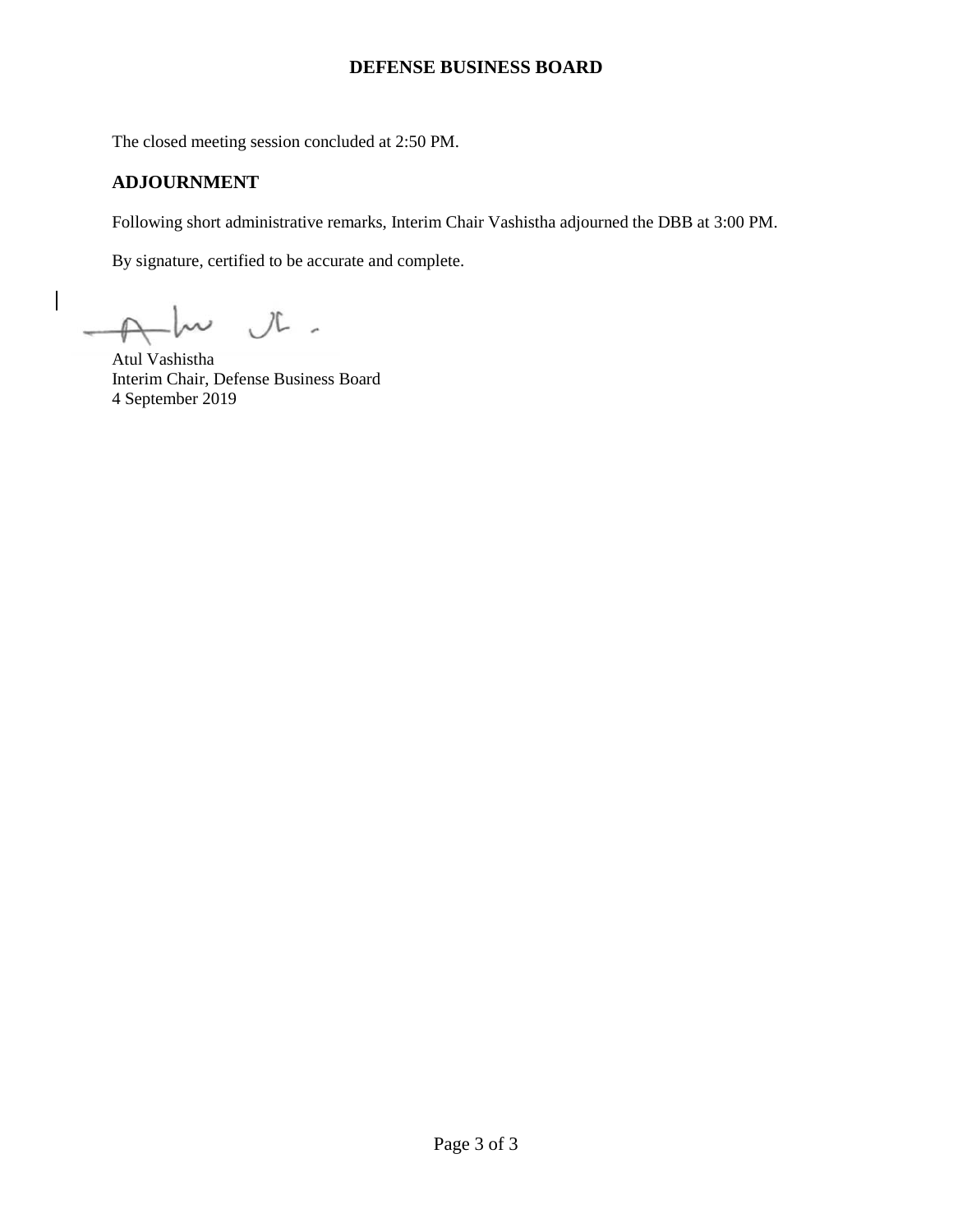The closed meeting session concluded at 2:50 PM.

## ADJOURNMENT

Following short administrative remarks, Interim Chair Vashistha adjourned the DBB at 3:00 PM.

By signature, certified to be accurate and complete.

Atul Vashistha
Interim Chair, Defense Business Board
4 September 2019